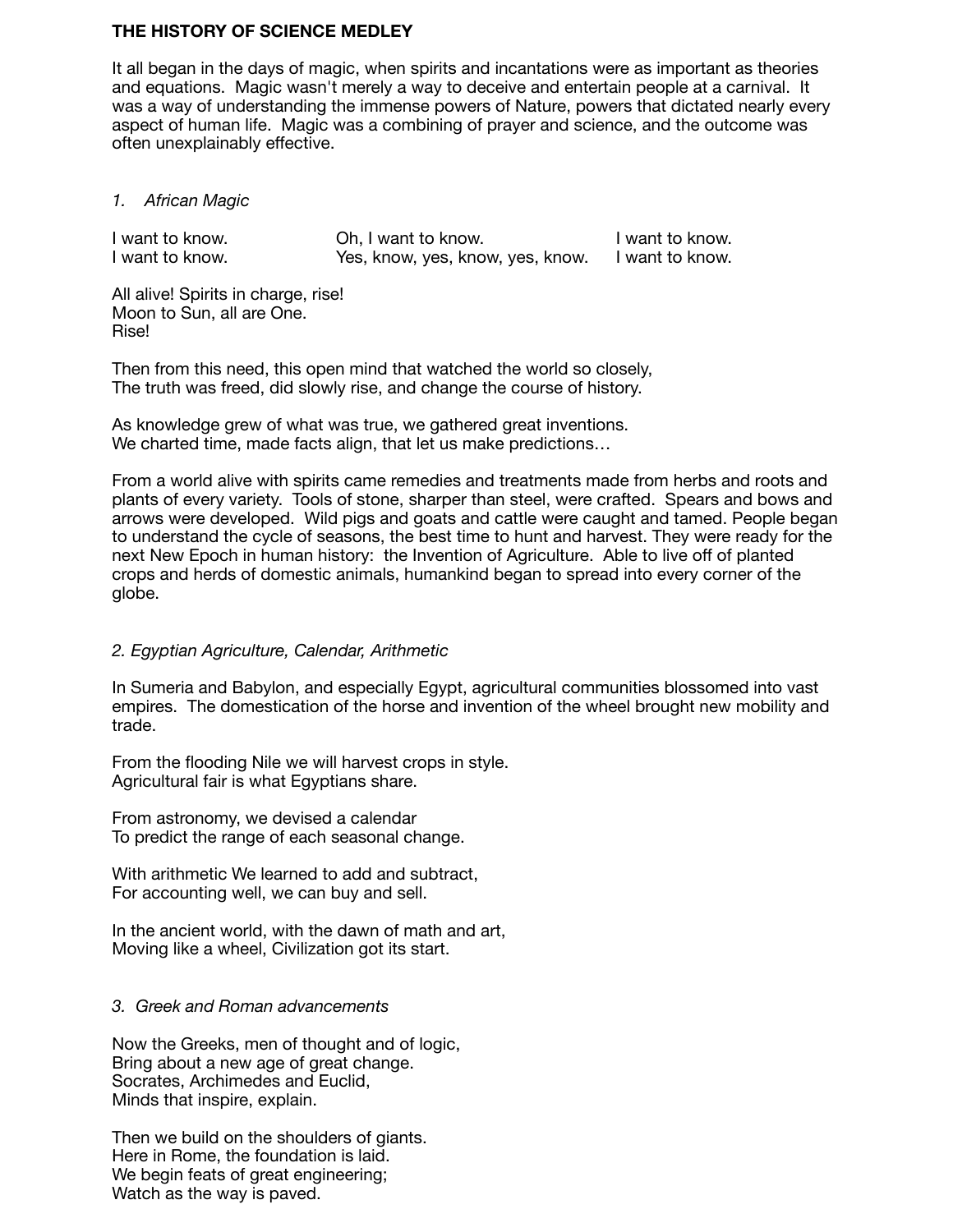# THE HISTORY OF SCIENCE MEDLEY

It all began in the days of magic, when spirits and incantations were as important as theories and equations. Magic wasn't merely a way to deceive and entertain people at a carnival. It was a way of understanding the immense powers of Nature, powers that dictated nearly every aspect of human life. Magic was a combining of prayer and science, and the outcome was often unexplainably effective.

## *1. African Magic*

I want to know. Oh, I want to know. I want to know.
I want to know. Yes, know, yes, know, yes, know. I want to know.

All alive! Spirits in charge, rise!
Moon to Sun, all are One.
Rise!

Then from this need, this open mind that watched the world so closely,
The truth was freed, did slowly rise, and change the course of history.

As knowledge grew of what was true, we gathered great inventions.
We charted time, made facts align, that let us make predictions…

From a world alive with spirits came remedies and treatments made from herbs and roots and plants of every variety. Tools of stone, sharper than steel, were crafted. Spears and bows and arrows were developed. Wild pigs and goats and cattle were caught and tamed. People began to understand the cycle of seasons, the best time to hunt and harvest. They were ready for the next New Epoch in human history: the Invention of Agriculture. Able to live off of planted crops and herds of domestic animals, humankind began to spread into every corner of the globe.

## *2. Egyptian Agriculture, Calendar, Arithmetic*

In Sumeria and Babylon, and especially Egypt, agricultural communities blossomed into vast empires. The domestication of the horse and invention of the wheel brought new mobility and trade.

From the flooding Nile we will harvest crops in style.
Agricultural fair is what Egyptians share.

From astronomy, we devised a calendar
To predict the range of each seasonal change.

With arithmetic We learned to add and subtract,
For accounting well, we can buy and sell.

In the ancient world, with the dawn of math and art,
Moving like a wheel, Civilization got its start.

## *3. Greek and Roman advancements*

Now the Greeks, men of thought and of logic,
Bring about a new age of great change.
Socrates, Archimedes and Euclid,
Minds that inspire, explain.

Then we build on the shoulders of giants.
Here in Rome, the foundation is laid.
We begin feats of great engineering;
Watch as the way is paved.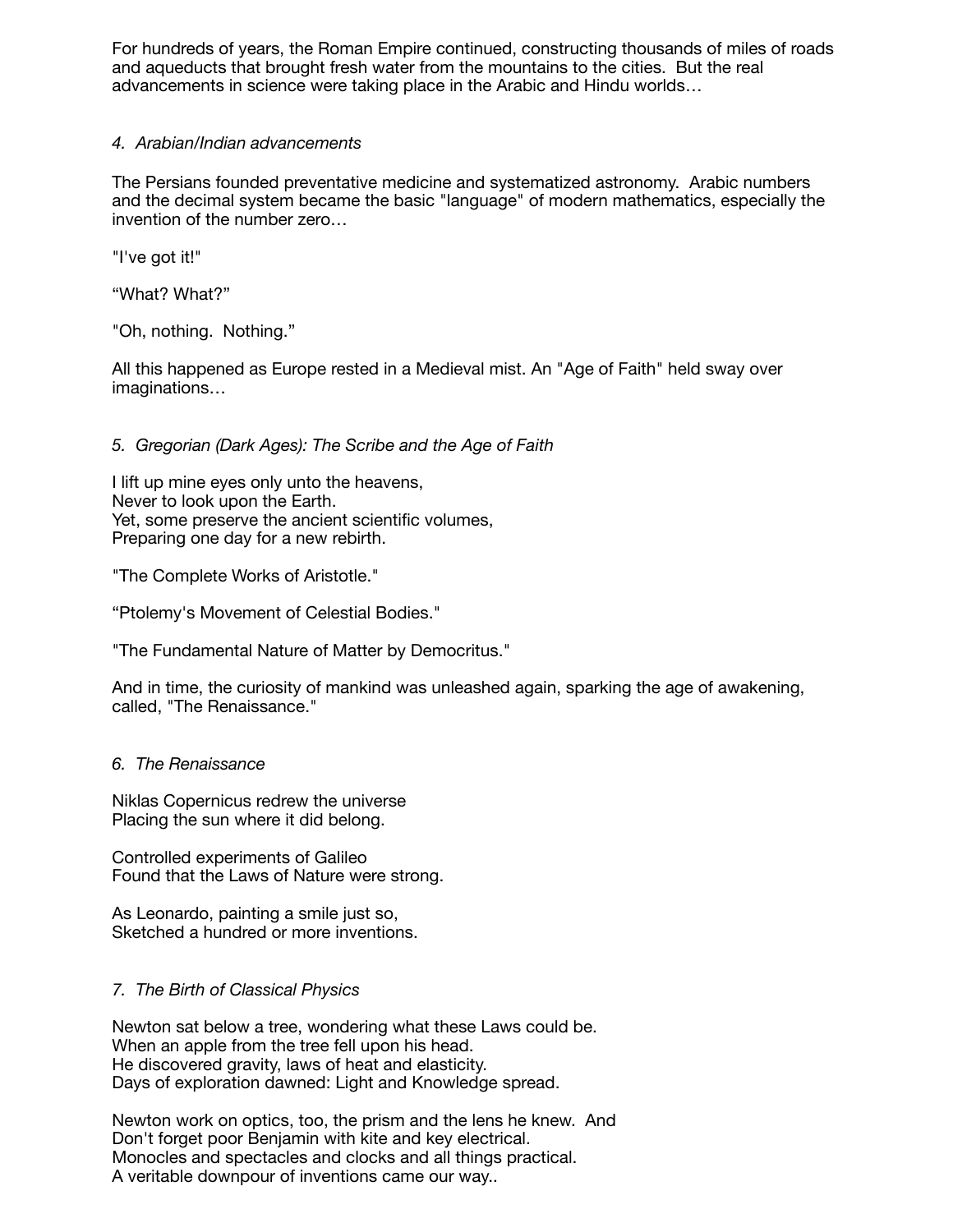For hundreds of years, the Roman Empire continued, constructing thousands of miles of roads and aqueducts that brought fresh water from the mountains to the cities.  But the real advancements in science were taking place in the Arabic and Hindu worlds…

### *4.  Arabian/Indian advancements*

The Persians founded preventative medicine and systematized astronomy.  Arabic numbers and the decimal system became the basic "language" of modern mathematics, especially the invention of the number zero…

"I've got it!"

“What? What?”

"Oh, nothing.  Nothing.”

All this happened as Europe rested in a Medieval mist. An "Age of Faith" held sway over imaginations…

### *5.  Gregorian (Dark Ages): The Scribe and the Age of Faith*

I lift up mine eyes only unto the heavens,  
Never to look upon the Earth.  
Yet, some preserve the ancient scientific volumes,  
Preparing one day for a new rebirth.

"The Complete Works of Aristotle."

“Ptolemy's Movement of Celestial Bodies."

"The Fundamental Nature of Matter by Democritus."

And in time, the curiosity of mankind was unleashed again, sparking the age of awakening, called, "The Renaissance."

### *6.  The Renaissance*

Niklas Copernicus redrew the universe  
Placing the sun where it did belong.

Controlled experiments of Galileo  
Found that the Laws of Nature were strong.

As Leonardo, painting a smile just so,  
Sketched a hundred or more inventions.

### *7.  The Birth of Classical Physics*

Newton sat below a tree, wondering what these Laws could be.  
When an apple from the tree fell upon his head.  
He discovered gravity, laws of heat and elasticity.  
Days of exploration dawned: Light and Knowledge spread.

Newton work on optics, too, the prism and the lens he knew.  And  
Don't forget poor Benjamin with kite and key electrical.  
Monocles and spectacles and clocks and all things practical.  
A veritable downpour of inventions came our way..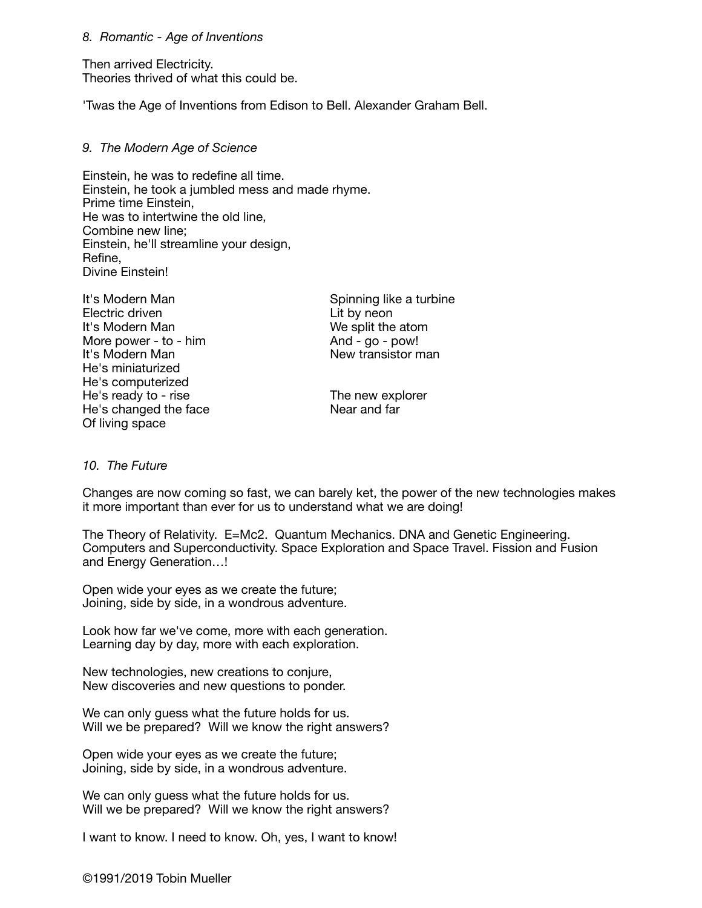*8. Romantic - Age of Inventions*

Then arrived Electricity.
Theories thrived of what this could be.

'Twas the Age of Inventions from Edison to Bell. Alexander Graham Bell.

*9. The Modern Age of Science*

Einstein, he was to redefine all time.
Einstein, he took a jumbled mess and made rhyme.
Prime time Einstein,
He was to intertwine the old line,
Combine new line;
Einstein, he'll streamline your design,
Refine,
Divine Einstein!

It's Modern Man
Electric driven
It's Modern Man
More power - to - him
It's Modern Man
He's miniaturized
He's computerized
He's ready to - rise
He's changed the face
Of living space

Spinning like a turbine
Lit by neon
We split the atom
And - go - pow!
New transistor man

The new explorer
Near and far

*10. The Future*

Changes are now coming so fast, we can barely ket, the power of the new technologies makes it more important than ever for us to understand what we are doing!

The Theory of Relativity. E=Mc2. Quantum Mechanics. DNA and Genetic Engineering. Computers and Superconductivity. Space Exploration and Space Travel. Fission and Fusion and Energy Generation…!

Open wide your eyes as we create the future;
Joining, side by side, in a wondrous adventure.

Look how far we've come, more with each generation.
Learning day by day, more with each exploration.

New technologies, new creations to conjure,
New discoveries and new questions to ponder.

We can only guess what the future holds for us.
Will we be prepared? Will we know the right answers?

Open wide your eyes as we create the future;
Joining, side by side, in a wondrous adventure.

We can only guess what the future holds for us.
Will we be prepared? Will we know the right answers?

I want to know. I need to know. Oh, yes, I want to know!

©1991/2019 Tobin Mueller